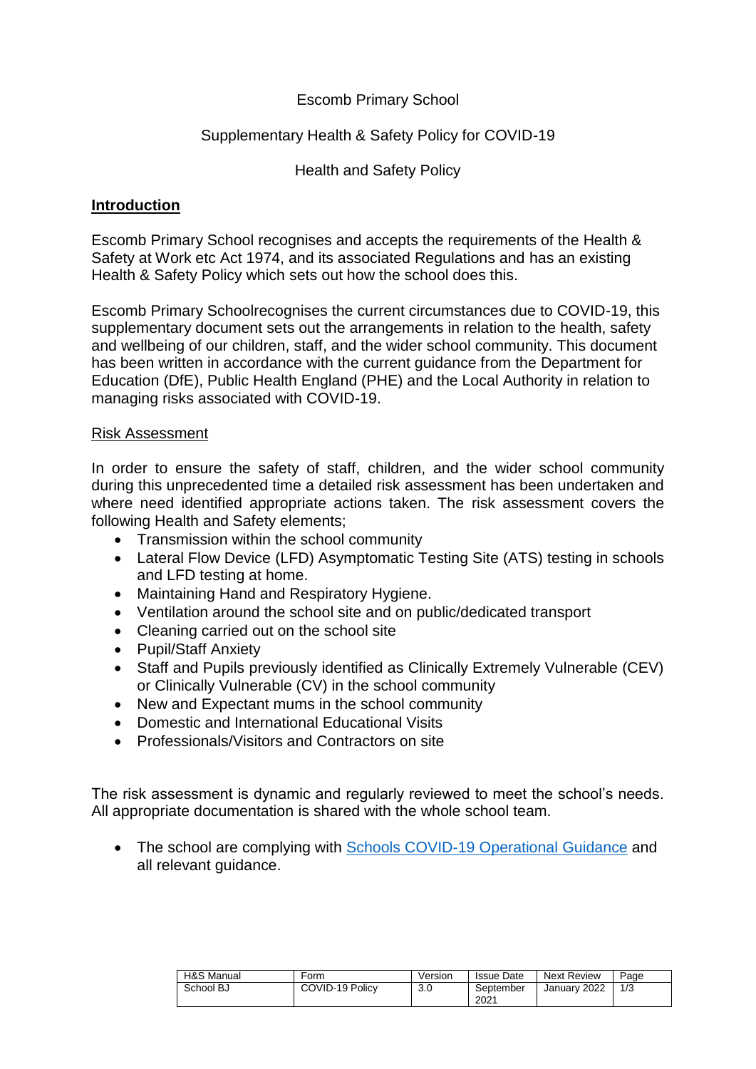Escomb Primary School

Supplementary Health & Safety Policy for COVID-19

Health and Safety Policy

## **Introduction**

Escomb Primary School recognises and accepts the requirements of the Health & Safety at Work etc Act 1974, and its associated Regulations and has an existing Health & Safety Policy which sets out how the school does this.

Escomb Primary Schoolrecognises the current circumstances due to COVID-19, this supplementary document sets out the arrangements in relation to the health, safety and wellbeing of our children, staff, and the wider school community. This document has been written in accordance with the current guidance from the Department for Education (DfE), Public Health England (PHE) and the Local Authority in relation to managing risks associated with COVID-19.

### Risk Assessment

In order to ensure the safety of staff, children, and the wider school community during this unprecedented time a detailed risk assessment has been undertaken and where need identified appropriate actions taken. The risk assessment covers the following Health and Safety elements;

- Transmission within the school community
- Lateral Flow Device (LFD) Asymptomatic Testing Site (ATS) testing in schools and LFD testing at home.
- Maintaining Hand and Respiratory Hygiene.
- Ventilation around the school site and on public/dedicated transport
- Cleaning carried out on the school site
- Pupil/Staff Anxiety
- Staff and Pupils previously identified as Clinically Extremely Vulnerable (CEV) or Clinically Vulnerable (CV) in the school community
- New and Expectant mums in the school community
- Domestic and International Educational Visits
- Professionals/Visitors and Contractors on site

The risk assessment is dynamic and regularly reviewed to meet the school's needs. All appropriate documentation is shared with the whole school team.

- The school are complying with Schools COVID-19 Operational Guidance and all relevant guidance.

| H&S Manual | Form | Version | Issue Date | Next Review |
|---|---|---|---|---|
| School BJ | COVID-19 Policy | 3.0 | September 2021 | January 2022 |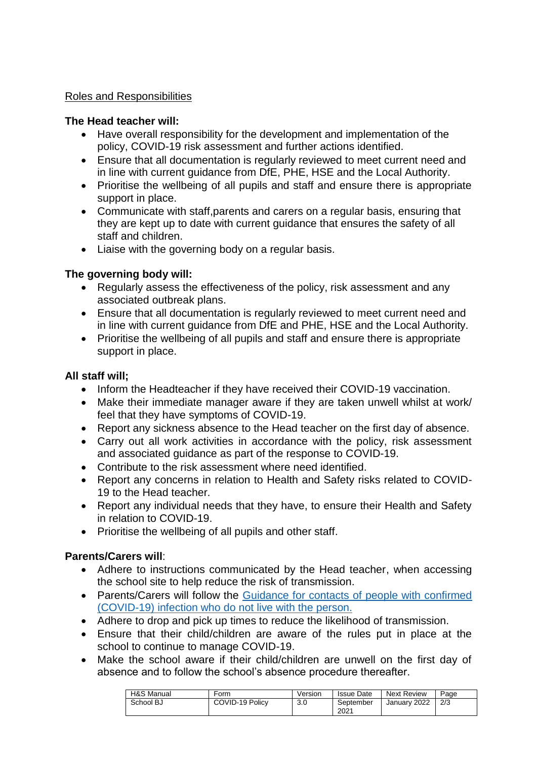Roles and Responsibilities

**The Head teacher will:**

- Have overall responsibility for the development and implementation of the policy, COVID-19 risk assessment and further actions identified.
- Ensure that all documentation is regularly reviewed to meet current need and in line with current guidance from DfE, PHE, HSE and the Local Authority.
- Prioritise the wellbeing of all pupils and staff and ensure there is appropriate support in place.
- Communicate with staff,parents and carers on a regular basis, ensuring that they are kept up to date with current guidance that ensures the safety of all staff and children.
- Liaise with the governing body on a regular basis.

**The governing body will:**

- Regularly assess the effectiveness of the policy, risk assessment and any associated outbreak plans.
- Ensure that all documentation is regularly reviewed to meet current need and in line with current guidance from DfE and PHE, HSE and the Local Authority.
- Prioritise the wellbeing of all pupils and staff and ensure there is appropriate support in place.

**All staff will;**

- Inform the Headteacher if they have received their COVID-19 vaccination.
- Make their immediate manager aware if they are taken unwell whilst at work/ feel that they have symptoms of COVID-19.
- Report any sickness absence to the Head teacher on the first day of absence.
- Carry out all work activities in accordance with the policy, risk assessment and associated guidance as part of the response to COVID-19.
- Contribute to the risk assessment where need identified.
- Report any concerns in relation to Health and Safety risks related to COVID-19 to the Head teacher.
- Report any individual needs that they have, to ensure their Health and Safety in relation to COVID-19.
- Prioritise the wellbeing of all pupils and other staff.

**Parents/Carers will**:

- Adhere to instructions communicated by the Head teacher, when accessing the school site to help reduce the risk of transmission.
- Parents/Carers will follow the Guidance for contacts of people with confirmed (COVID-19) infection who do not live with the person.
- Adhere to drop and pick up times to reduce the likelihood of transmission.
- Ensure that their child/children are aware of the rules put in place at the school to continue to manage COVID-19.
- Make the school aware if their child/children are unwell on the first day of absence and to follow the school's absence procedure thereafter.

| H&S Manual | Form | Version | Issue Date | Next Review | Page |
|---|---|---|---|---|---|
| School BJ | COVID-19 Policy | 3.0 | September 2021 | January 2022 | 2/3 |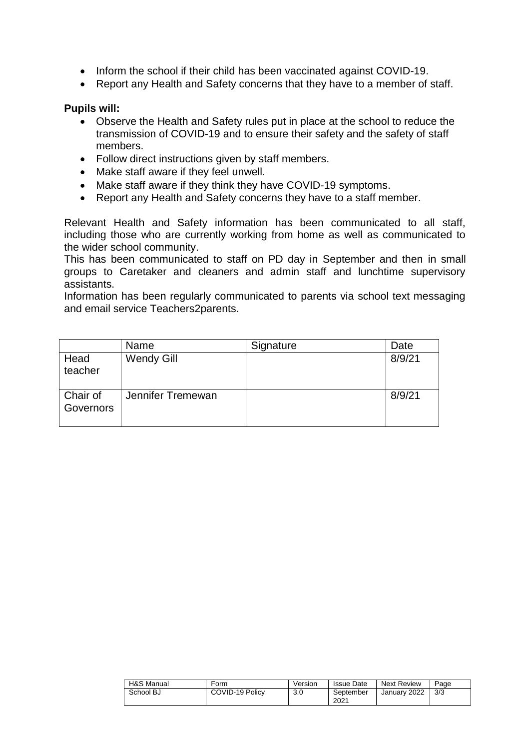- Inform the school if their child has been vaccinated against COVID-19.
- Report any Health and Safety concerns that they have to a member of staff.

**Pupils will:**

- Observe the Health and Safety rules put in place at the school to reduce the transmission of COVID-19 and to ensure their safety and the safety of staff members.
- Follow direct instructions given by staff members.
- Make staff aware if they feel unwell.
- Make staff aware if they think they have COVID-19 symptoms.
- Report any Health and Safety concerns they have to a staff member.

Relevant Health and Safety information has been communicated to all staff, including those who are currently working from home as well as communicated to the wider school community.
This has been communicated to staff on PD day in September and then in small groups to Caretaker and cleaners and admin staff and lunchtime supervisory assistants.
Information has been regularly communicated to parents via school text messaging and email service Teachers2parents.

| | Name | Signature | Date |
|---|---|---|---|
| Head teacher | Wendy Gill | | 8/9/21 |
| Chair of Governors | Jennifer Tremewan | | 8/9/21 |

| H&S Manual | Form | Version | Issue Date | Next Review | Page |
|---|---|---|---|---|---|
| School BJ | COVID-19 Policy | 3.0 | September 2021 | January 2022 | 3/3 |